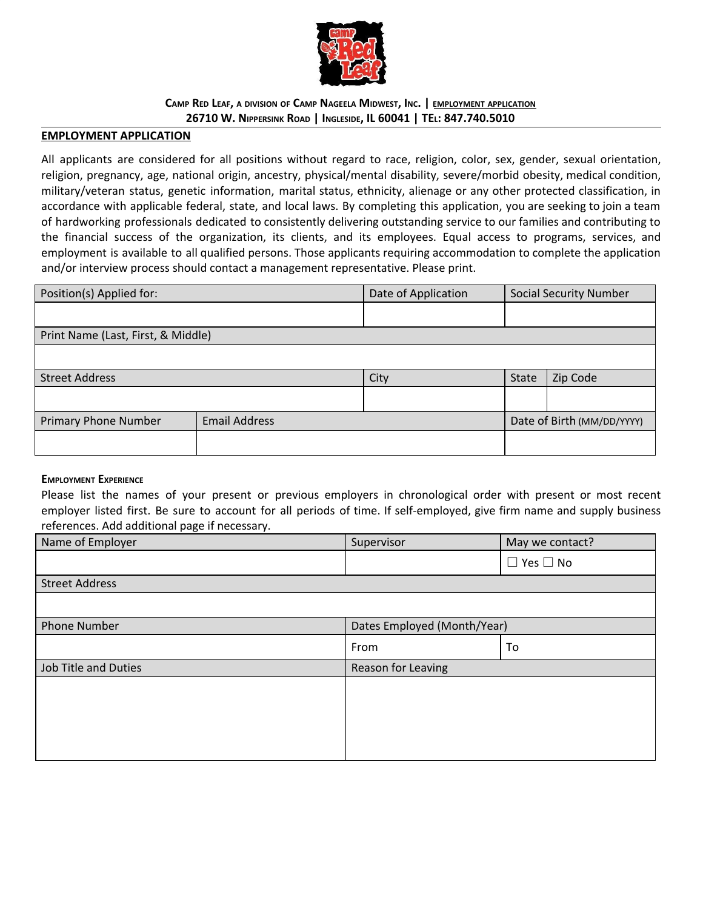**CAMP RED LEAF, A DIVISION OF CAMP NAGEELA MIDWEST, INC. | EMPLOYMENT APPLICATION**
**26710 W. NIPPERSINK ROAD | INGLESIDE, IL 60041 | TEL: 847.740.5010**

## EMPLOYMENT APPLICATION

All applicants are considered for all positions without regard to race, religion, color, sex, gender, sexual orientation, religion, pregnancy, age, national origin, ancestry, physical/mental disability, severe/morbid obesity, medical condition, military/veteran status, genetic information, marital status, ethnicity, alienage or any other protected classification, in accordance with applicable federal, state, and local laws. By completing this application, you are seeking to join a team of hardworking professionals dedicated to consistently delivering outstanding service to our families and contributing to the financial success of the organization, its clients, and its employees. Equal access to programs, services, and employment is available to all qualified persons. Those applicants requiring accommodation to complete the application and/or interview process should contact a management representative. Please print.

| Position(s) Applied for: | | Date of Application | Social Security Number | |
|---|---|---|---|---|
| | | | | |
| Print Name (Last, First, & Middle) | | | | |
| | | | | |
| Street Address | | City | State | Zip Code |
| | | | | |
| Primary Phone Number | Email Address | | Date of Birth (MM/DD/YYYY) | |
| | | | | |

**EMPLOYMENT EXPERIENCE**

Please list the names of your present or previous employers in chronological order with present or most recent employer listed first. Be sure to account for all periods of time. If self-employed, give firm name and supply business references. Add additional page if necessary.

| Name of Employer | Supervisor | May we contact? |
|---|---|---|
| | | ☐ Yes ☐ No |
| Street Address | | |
| | | |
| Phone Number | Dates Employed (Month/Year) | |
| | From | To |
| Job Title and Duties | Reason for Leaving | |
| | | |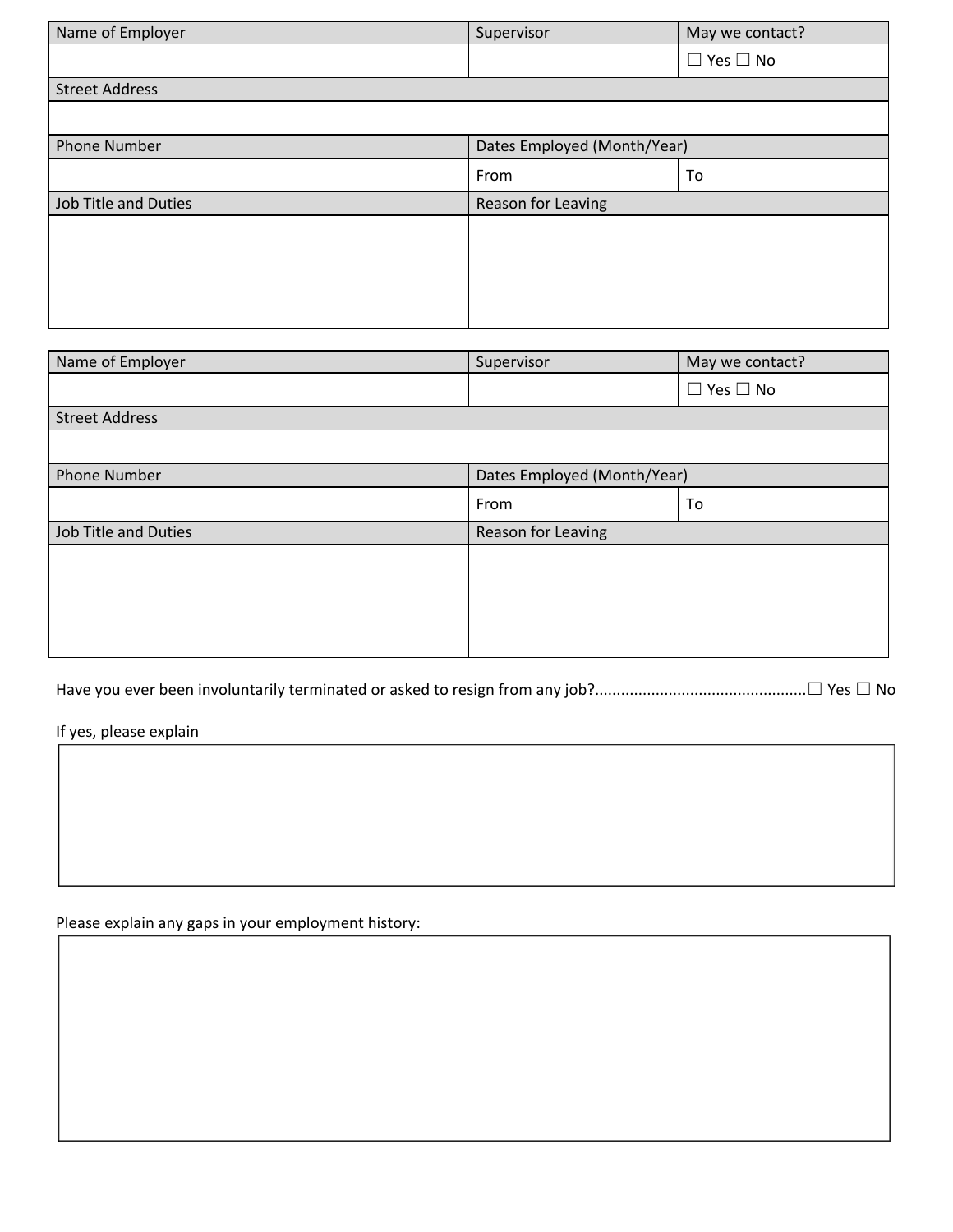| Name of Employer | Supervisor | May we contact? |
| --- | --- | --- |
| | | ☐ Yes ☐ No |
| Street Address | | |
| | | |
| Phone Number | Dates Employed (Month/Year) | |
| | From | To |
| Job Title and Duties | Reason for Leaving | |
| | | |

| Name of Employer | Supervisor | May we contact? |
| --- | --- | --- |
| | | ☐ Yes ☐ No |
| Street Address | | |
| | | |
| Phone Number | Dates Employed (Month/Year) | |
| | From | To |
| Job Title and Duties | Reason for Leaving | |
| | | |

Have you ever been involuntarily terminated or asked to resign from any job?................................................☐ Yes ☐ No

If yes, please explain

| |
| --- |
| |

Please explain any gaps in your employment history:

| |
| --- |
| |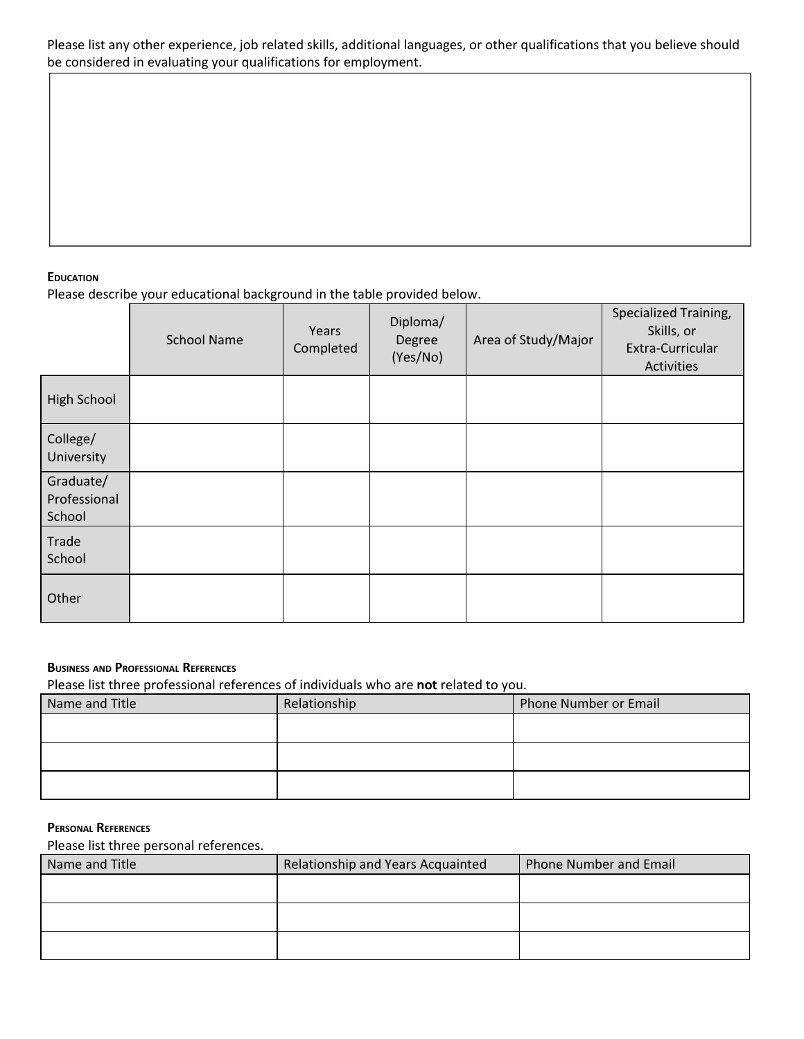Please list any other experience, job related skills, additional languages, or other qualifications that you believe should be considered in evaluating your qualifications for employment.

| |
|---|
| |

### Education

Please describe your educational background in the table provided below.

| | School Name | Years Completed | Diploma/ Degree (Yes/No) | Area of Study/Major | Specialized Training, Skills, or Extra-Curricular Activities |
|---|---|---|---|---|---|
| High School | | | | | |
| College/ University | | | | | |
| Graduate/ Professional School | | | | | |
| Trade School | | | | | |
| Other | | | | | |

### Business and Professional References

Please list three professional references of individuals who are **not** related to you.

| Name and Title | Relationship | Phone Number or Email |
|---|---|---|
| | | |
| | | |
| | | |

### Personal References

Please list three personal references.

| Name and Title | Relationship and Years Acquainted | Phone Number and Email |
|---|---|---|
| | | |
| | | |
| | | |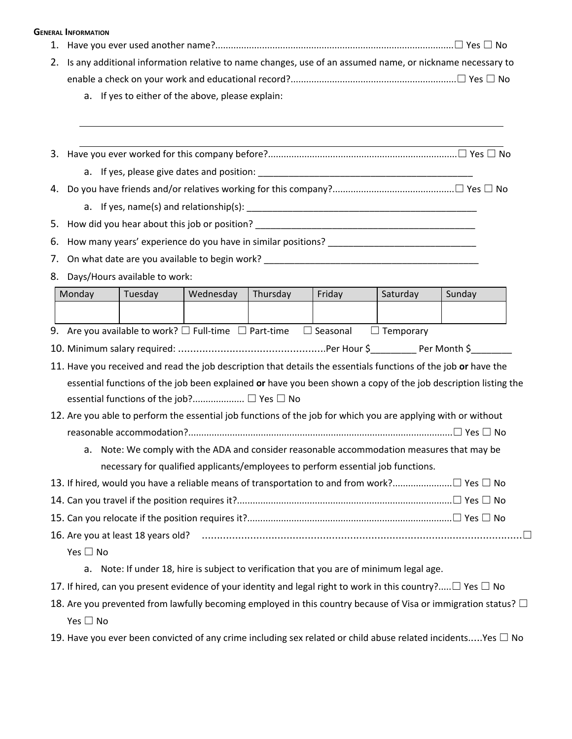## General Information

1. Have you ever used another name?.........................................................................................☐ Yes ☐ No
2. Is any additional information relative to name changes, use of an assumed name, or nickname necessary to enable a check on your work and educational record?...............................................................☐ Yes ☐ No
    a. If yes to either of the above, please explain:

_______________________________________________________________________________________

_______________________________________________________________________________________

3. Have you ever worked for this company before?........................................................................☐ Yes ☐ No
    a. If yes, please give dates and position: ____________________________________________
4. Do you have friends and/or relatives working for this company?..............................................☐ Yes ☐ No
    a. If yes, name(s) and relationship(s): _______________________________________________
5. How did you hear about this job or position? _____________________________________________
6. How many years' experience do you have in similar positions? _____________________________
7. On what date are you available to begin work? ___________________________________________
8. Days/Hours available to work:

| Monday | Tuesday | Wednesday | Thursday | Friday | Saturday | Sunday |
|---|---|---|---|---|---|---|
| | | | | | | |

9. Are you available to work? ☐ Full-time ☐ Part-time ☐ Seasonal ☐ Temporary
10. Minimum salary required: .................................................Per Hour $_________ Per Month $________
11. Have you received and read the job description that details the essentials functions of the job **or** have the essential functions of the job been explained **or** have you been shown a copy of the job description listing the essential functions of the job?.................... ☐ Yes ☐ No
12. Are you able to perform the essential job functions of the job for which you are applying with or without reasonable accommodation?....................................................................................................☐ Yes ☐ No
    a. Note: We comply with the ADA and consider reasonable accommodation measures that may be necessary for qualified applicants/employees to perform essential job functions.
13. If hired, would you have a reliable means of transportation to and from work?......................☐ Yes ☐ No
14. Can you travel if the position requires it?.................................................................................☐ Yes ☐ No
15. Can you relocate if the position requires it?.............................................................................☐ Yes ☐ No
16. Are you at least 18 years old? ..........................................................................................................☐ Yes ☐ No
    a. Note: If under 18, hire is subject to verification that you are of minimum legal age.
17. If hired, can you present evidence of your identity and legal right to work in this country?.....☐ Yes ☐ No
18. Are you prevented from lawfully becoming employed in this country because of Visa or immigration status? ☐ Yes ☐ No
19. Have you ever been convicted of any crime including sex related or child abuse related incidents.....Yes ☐ No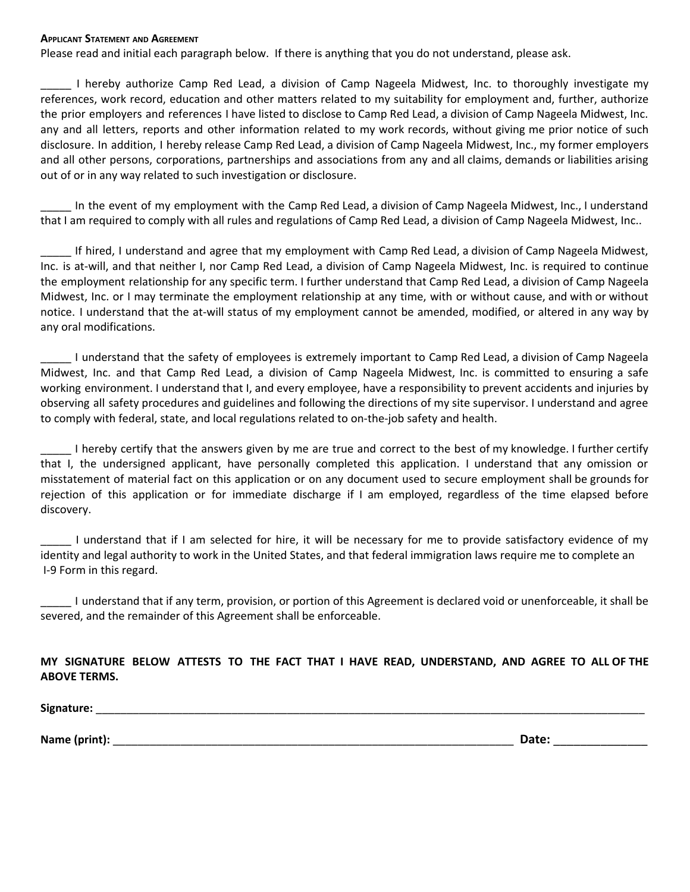**Applicant Statement and Agreement**

Please read and initial each paragraph below. If there is anything that you do not understand, please ask.

_____ I hereby authorize Camp Red Lead, a division of Camp Nageela Midwest, Inc. to thoroughly investigate my references, work record, education and other matters related to my suitability for employment and, further, authorize the prior employers and references I have listed to disclose to Camp Red Lead, a division of Camp Nageela Midwest, Inc. any and all letters, reports and other information related to my work records, without giving me prior notice of such disclosure. In addition, I hereby release Camp Red Lead, a division of Camp Nageela Midwest, Inc., my former employers and all other persons, corporations, partnerships and associations from any and all claims, demands or liabilities arising out of or in any way related to such investigation or disclosure.

_____ In the event of my employment with the Camp Red Lead, a division of Camp Nageela Midwest, Inc., I understand that I am required to comply with all rules and regulations of Camp Red Lead, a division of Camp Nageela Midwest, Inc..

_____ If hired, I understand and agree that my employment with Camp Red Lead, a division of Camp Nageela Midwest, Inc. is at-will, and that neither I, nor Camp Red Lead, a division of Camp Nageela Midwest, Inc. is required to continue the employment relationship for any specific term. I further understand that Camp Red Lead, a division of Camp Nageela Midwest, Inc. or I may terminate the employment relationship at any time, with or without cause, and with or without notice. I understand that the at-will status of my employment cannot be amended, modified, or altered in any way by any oral modifications.

_____ I understand that the safety of employees is extremely important to Camp Red Lead, a division of Camp Nageela Midwest, Inc. and that Camp Red Lead, a division of Camp Nageela Midwest, Inc. is committed to ensuring a safe working environment. I understand that I, and every employee, have a responsibility to prevent accidents and injuries by observing all safety procedures and guidelines and following the directions of my site supervisor. I understand and agree to comply with federal, state, and local regulations related to on-the-job safety and health.

_____ I hereby certify that the answers given by me are true and correct to the best of my knowledge. I further certify that I, the undersigned applicant, have personally completed this application. I understand that any omission or misstatement of material fact on this application or on any document used to secure employment shall be grounds for rejection of this application or for immediate discharge if I am employed, regardless of the time elapsed before discovery.

_____ I understand that if I am selected for hire, it will be necessary for me to provide satisfactory evidence of my identity and legal authority to work in the United States, and that federal immigration laws require me to complete an I-9 Form in this regard.

_____ I understand that if any term, provision, or portion of this Agreement is declared void or unenforceable, it shall be severed, and the remainder of this Agreement shall be enforceable.

**MY SIGNATURE BELOW ATTESTS TO THE FACT THAT I HAVE READ, UNDERSTAND, AND AGREE TO ALL OF THE ABOVE TERMS.**

**Signature:** ______________________________________________________________________________

**Name (print):** ___________________________________________________________ **Date:** _______________